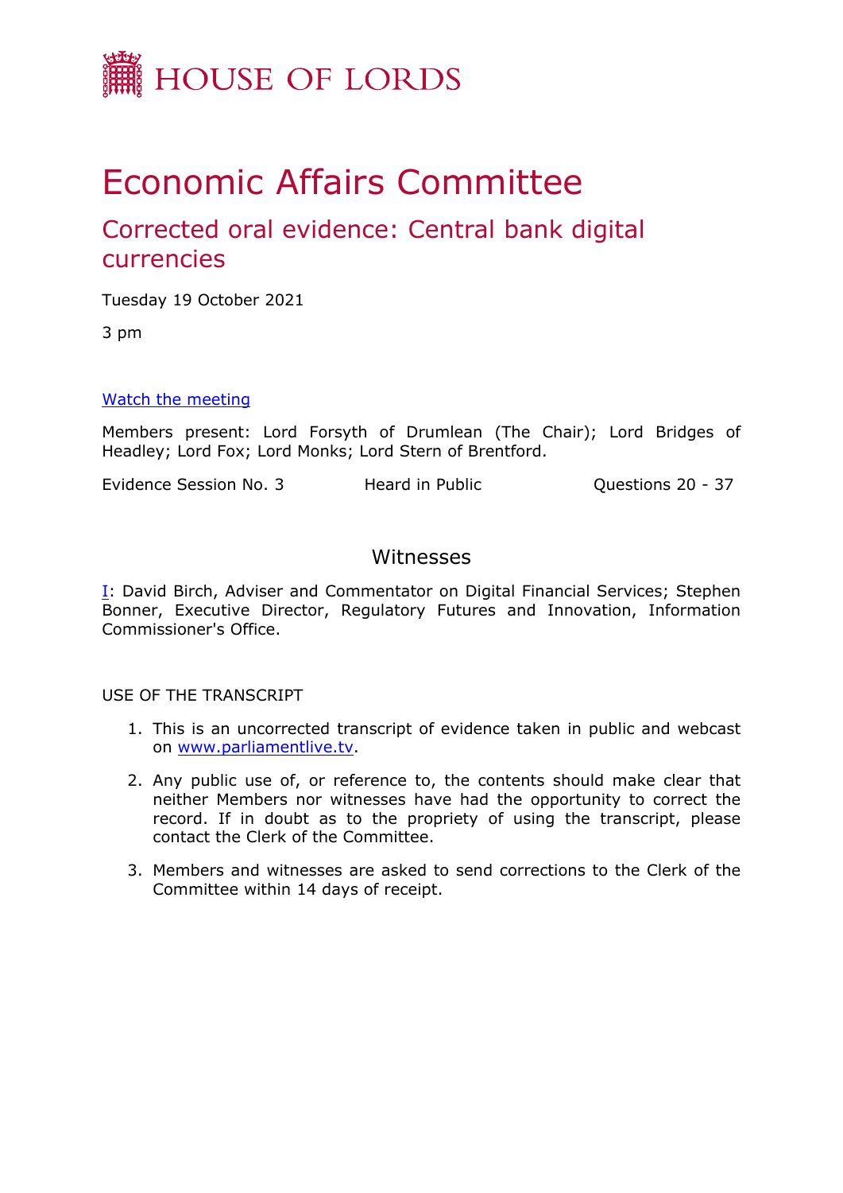HOUSE OF LORDS

# Economic Affairs Committee

## Corrected oral evidence: Central bank digital currencies

Tuesday 19 October 2021

3 pm

[Watch the meeting](#)

Members present: Lord Forsyth of Drumlean (The Chair); Lord Bridges of Headley; Lord Fox; Lord Monks; Lord Stern of Brentford.

Evidence Session No. 3 | Heard in Public | Questions 20 - 37

### Witnesses

I: David Birch, Adviser and Commentator on Digital Financial Services; Stephen Bonner, Executive Director, Regulatory Futures and Innovation, Information Commissioner's Office.

USE OF THE TRANSCRIPT

1. This is an uncorrected transcript of evidence taken in public and webcast on www.parliamentlive.tv.
2. Any public use of, or reference to, the contents should make clear that neither Members nor witnesses have had the opportunity to correct the record. If in doubt as to the propriety of using the transcript, please contact the Clerk of the Committee.
3. Members and witnesses are asked to send corrections to the Clerk of the Committee within 14 days of receipt.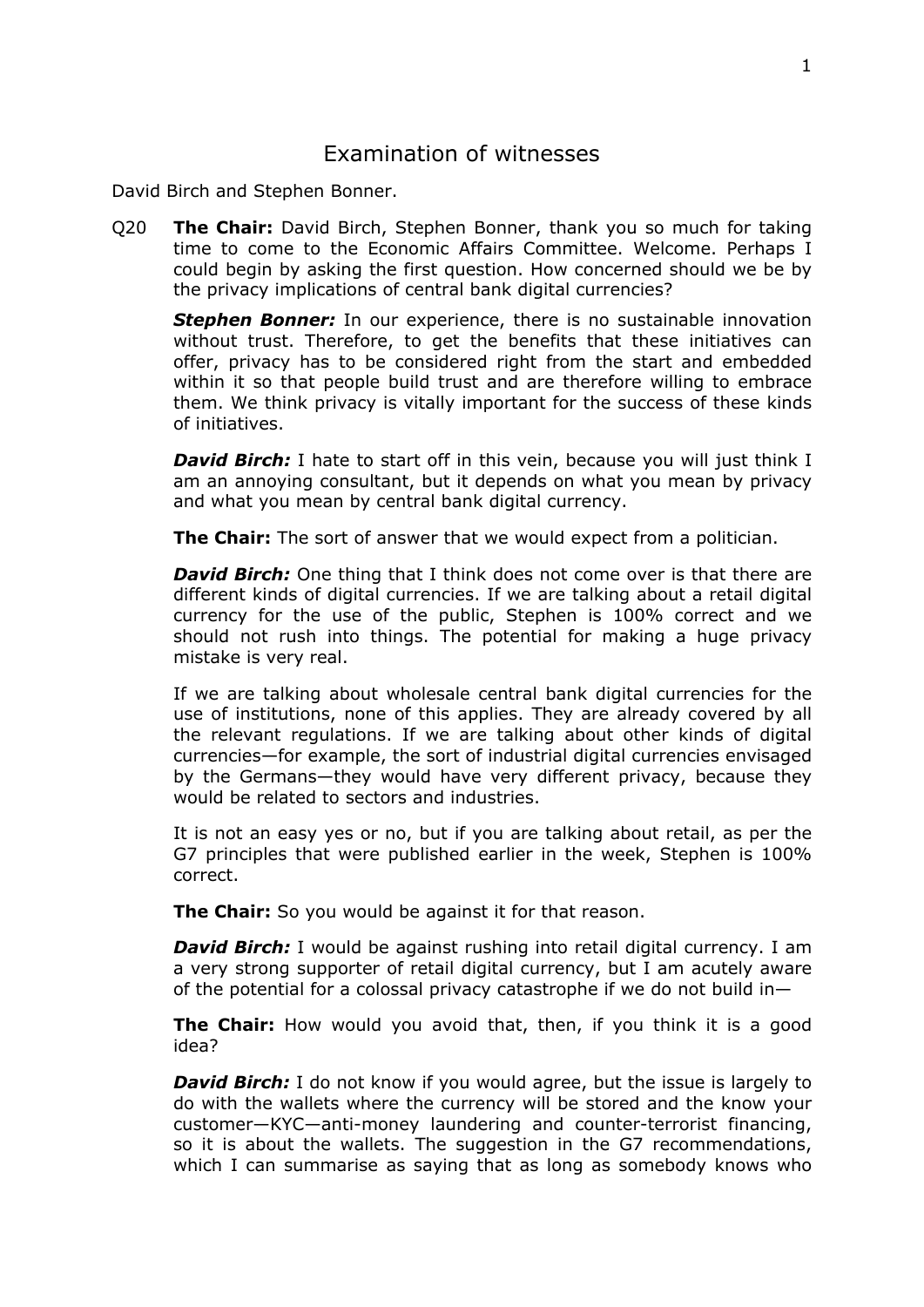# Examination of witnesses

David Birch and Stephen Bonner.

Q20 **The Chair:** David Birch, Stephen Bonner, thank you so much for taking time to come to the Economic Affairs Committee. Welcome. Perhaps I could begin by asking the first question. How concerned should we be by the privacy implications of central bank digital currencies?

***Stephen Bonner:*** In our experience, there is no sustainable innovation without trust. Therefore, to get the benefits that these initiatives can offer, privacy has to be considered right from the start and embedded within it so that people build trust and are therefore willing to embrace them. We think privacy is vitally important for the success of these kinds of initiatives.

***David Birch:*** I hate to start off in this vein, because you will just think I am an annoying consultant, but it depends on what you mean by privacy and what you mean by central bank digital currency.

**The Chair:** The sort of answer that we would expect from a politician.

***David Birch:*** One thing that I think does not come over is that there are different kinds of digital currencies. If we are talking about a retail digital currency for the use of the public, Stephen is 100% correct and we should not rush into things. The potential for making a huge privacy mistake is very real.

If we are talking about wholesale central bank digital currencies for the use of institutions, none of this applies. They are already covered by all the relevant regulations. If we are talking about other kinds of digital currencies—for example, the sort of industrial digital currencies envisaged by the Germans—they would have very different privacy, because they would be related to sectors and industries.

It is not an easy yes or no, but if you are talking about retail, as per the G7 principles that were published earlier in the week, Stephen is 100% correct.

**The Chair:** So you would be against it for that reason.

***David Birch:*** I would be against rushing into retail digital currency. I am a very strong supporter of retail digital currency, but I am acutely aware of the potential for a colossal privacy catastrophe if we do not build in—

**The Chair:** How would you avoid that, then, if you think it is a good idea?

***David Birch:*** I do not know if you would agree, but the issue is largely to do with the wallets where the currency will be stored and the know your customer—KYC—anti-money laundering and counter-terrorist financing, so it is about the wallets. The suggestion in the G7 recommendations, which I can summarise as saying that as long as somebody knows who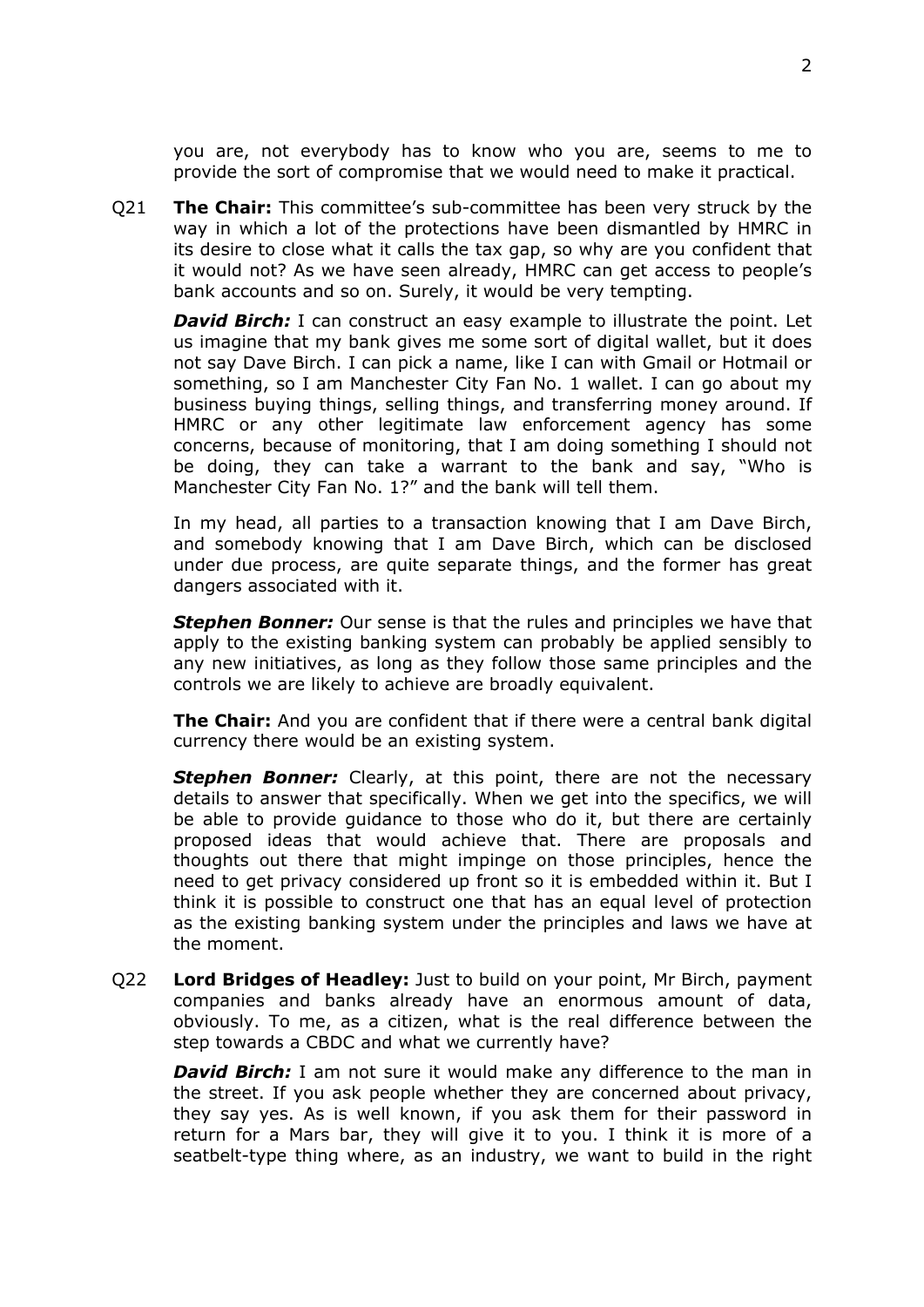you are, not everybody has to know who you are, seems to me to provide the sort of compromise that we would need to make it practical.

Q21 **The Chair:** This committee's sub-committee has been very struck by the way in which a lot of the protections have been dismantled by HMRC in its desire to close what it calls the tax gap, so why are you confident that it would not? As we have seen already, HMRC can get access to people's bank accounts and so on. Surely, it would be very tempting.

***David Birch:*** I can construct an easy example to illustrate the point. Let us imagine that my bank gives me some sort of digital wallet, but it does not say Dave Birch. I can pick a name, like I can with Gmail or Hotmail or something, so I am Manchester City Fan No. 1 wallet. I can go about my business buying things, selling things, and transferring money around. If HMRC or any other legitimate law enforcement agency has some concerns, because of monitoring, that I am doing something I should not be doing, they can take a warrant to the bank and say, "Who is Manchester City Fan No. 1?" and the bank will tell them.

In my head, all parties to a transaction knowing that I am Dave Birch, and somebody knowing that I am Dave Birch, which can be disclosed under due process, are quite separate things, and the former has great dangers associated with it.

***Stephen Bonner:*** Our sense is that the rules and principles we have that apply to the existing banking system can probably be applied sensibly to any new initiatives, as long as they follow those same principles and the controls we are likely to achieve are broadly equivalent.

**The Chair:** And you are confident that if there were a central bank digital currency there would be an existing system.

***Stephen Bonner:*** Clearly, at this point, there are not the necessary details to answer that specifically. When we get into the specifics, we will be able to provide guidance to those who do it, but there are certainly proposed ideas that would achieve that. There are proposals and thoughts out there that might impinge on those principles, hence the need to get privacy considered up front so it is embedded within it. But I think it is possible to construct one that has an equal level of protection as the existing banking system under the principles and laws we have at the moment.

Q22 **Lord Bridges of Headley:** Just to build on your point, Mr Birch, payment companies and banks already have an enormous amount of data, obviously. To me, as a citizen, what is the real difference between the step towards a CBDC and what we currently have?

***David Birch:*** I am not sure it would make any difference to the man in the street. If you ask people whether they are concerned about privacy, they say yes. As is well known, if you ask them for their password in return for a Mars bar, they will give it to you. I think it is more of a seatbelt-type thing where, as an industry, we want to build in the right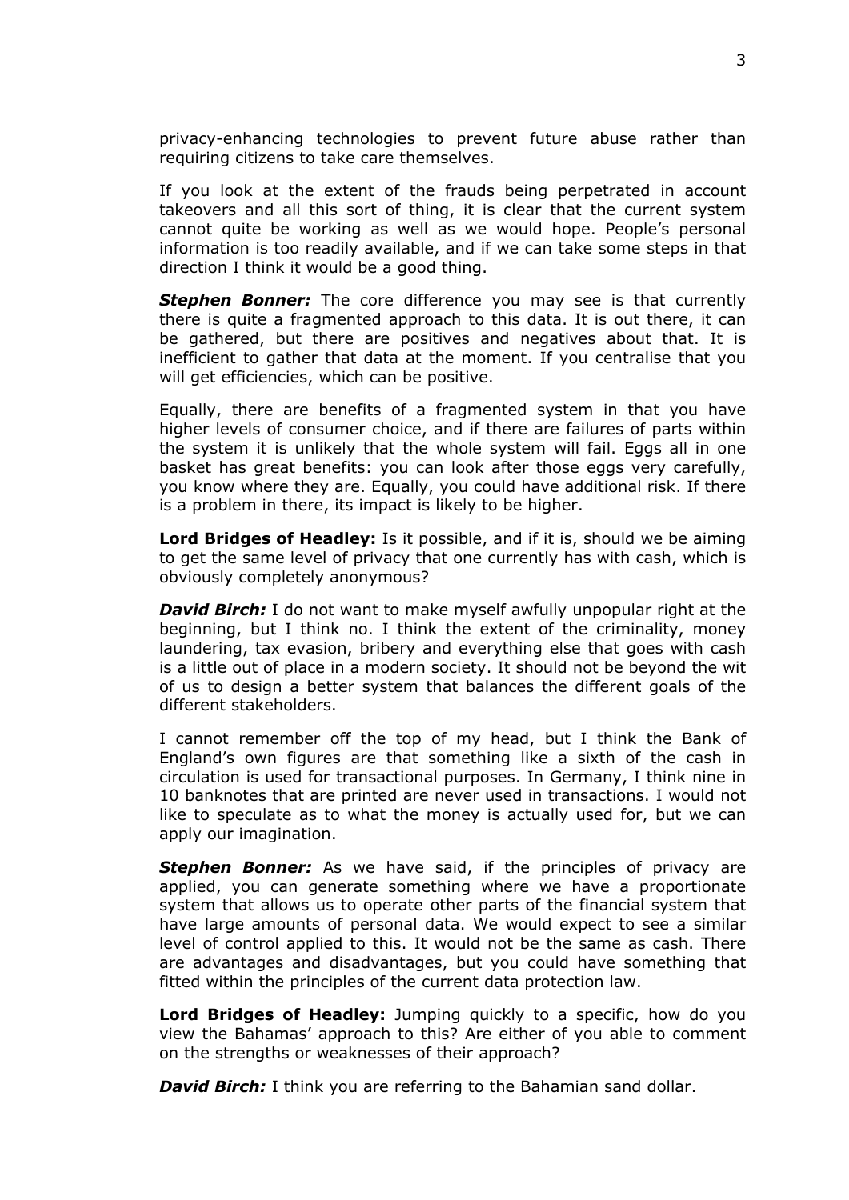privacy-enhancing technologies to prevent future abuse rather than requiring citizens to take care themselves.

If you look at the extent of the frauds being perpetrated in account takeovers and all this sort of thing, it is clear that the current system cannot quite be working as well as we would hope. People's personal information is too readily available, and if we can take some steps in that direction I think it would be a good thing.

***Stephen Bonner:*** The core difference you may see is that currently there is quite a fragmented approach to this data. It is out there, it can be gathered, but there are positives and negatives about that. It is inefficient to gather that data at the moment. If you centralise that you will get efficiencies, which can be positive.

Equally, there are benefits of a fragmented system in that you have higher levels of consumer choice, and if there are failures of parts within the system it is unlikely that the whole system will fail. Eggs all in one basket has great benefits: you can look after those eggs very carefully, you know where they are. Equally, you could have additional risk. If there is a problem in there, its impact is likely to be higher.

**Lord Bridges of Headley:** Is it possible, and if it is, should we be aiming to get the same level of privacy that one currently has with cash, which is obviously completely anonymous?

***David Birch:*** I do not want to make myself awfully unpopular right at the beginning, but I think no. I think the extent of the criminality, money laundering, tax evasion, bribery and everything else that goes with cash is a little out of place in a modern society. It should not be beyond the wit of us to design a better system that balances the different goals of the different stakeholders.

I cannot remember off the top of my head, but I think the Bank of England's own figures are that something like a sixth of the cash in circulation is used for transactional purposes. In Germany, I think nine in 10 banknotes that are printed are never used in transactions. I would not like to speculate as to what the money is actually used for, but we can apply our imagination.

***Stephen Bonner:*** As we have said, if the principles of privacy are applied, you can generate something where we have a proportionate system that allows us to operate other parts of the financial system that have large amounts of personal data. We would expect to see a similar level of control applied to this. It would not be the same as cash. There are advantages and disadvantages, but you could have something that fitted within the principles of the current data protection law.

**Lord Bridges of Headley:** Jumping quickly to a specific, how do you view the Bahamas' approach to this? Are either of you able to comment on the strengths or weaknesses of their approach?

***David Birch:*** I think you are referring to the Bahamian sand dollar.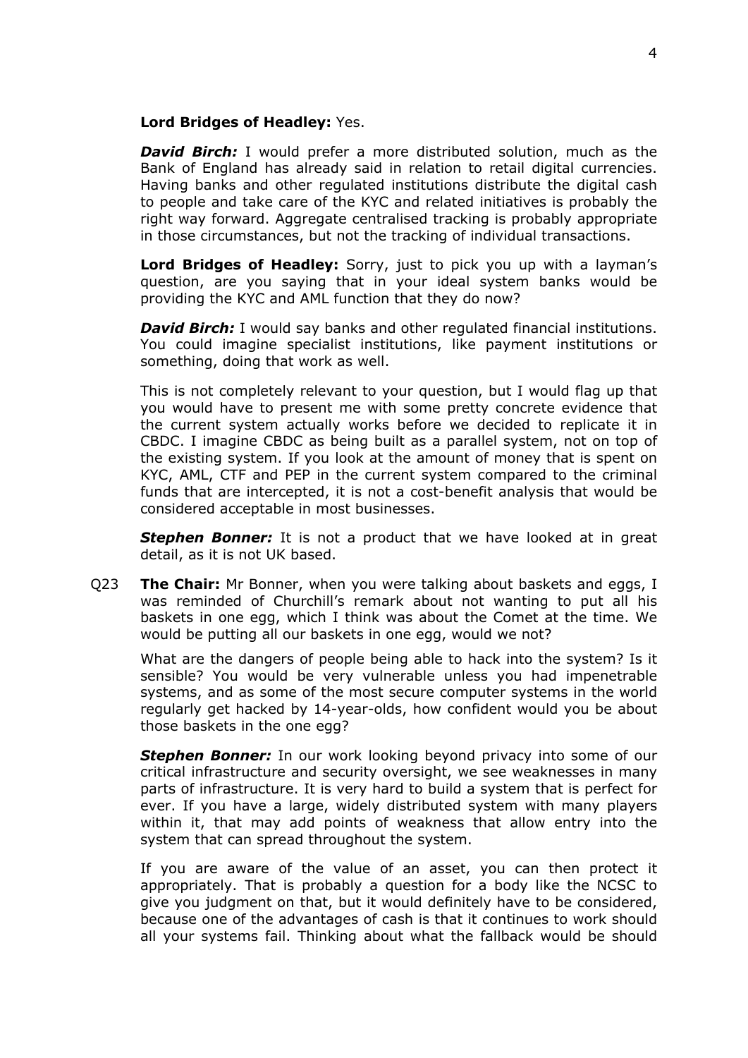**Lord Bridges of Headley:** Yes.

***David Birch:*** I would prefer a more distributed solution, much as the Bank of England has already said in relation to retail digital currencies. Having banks and other regulated institutions distribute the digital cash to people and take care of the KYC and related initiatives is probably the right way forward. Aggregate centralised tracking is probably appropriate in those circumstances, but not the tracking of individual transactions.

**Lord Bridges of Headley:** Sorry, just to pick you up with a layman's question, are you saying that in your ideal system banks would be providing the KYC and AML function that they do now?

***David Birch:*** I would say banks and other regulated financial institutions. You could imagine specialist institutions, like payment institutions or something, doing that work as well.

This is not completely relevant to your question, but I would flag up that you would have to present me with some pretty concrete evidence that the current system actually works before we decided to replicate it in CBDC. I imagine CBDC as being built as a parallel system, not on top of the existing system. If you look at the amount of money that is spent on KYC, AML, CTF and PEP in the current system compared to the criminal funds that are intercepted, it is not a cost-benefit analysis that would be considered acceptable in most businesses.

***Stephen Bonner:*** It is not a product that we have looked at in great detail, as it is not UK based.

Q23 **The Chair:** Mr Bonner, when you were talking about baskets and eggs, I was reminded of Churchill's remark about not wanting to put all his baskets in one egg, which I think was about the Comet at the time. We would be putting all our baskets in one egg, would we not?

What are the dangers of people being able to hack into the system? Is it sensible? You would be very vulnerable unless you had impenetrable systems, and as some of the most secure computer systems in the world regularly get hacked by 14-year-olds, how confident would you be about those baskets in the one egg?

***Stephen Bonner:*** In our work looking beyond privacy into some of our critical infrastructure and security oversight, we see weaknesses in many parts of infrastructure. It is very hard to build a system that is perfect for ever. If you have a large, widely distributed system with many players within it, that may add points of weakness that allow entry into the system that can spread throughout the system.

If you are aware of the value of an asset, you can then protect it appropriately. That is probably a question for a body like the NCSC to give you judgment on that, but it would definitely have to be considered, because one of the advantages of cash is that it continues to work should all your systems fail. Thinking about what the fallback would be should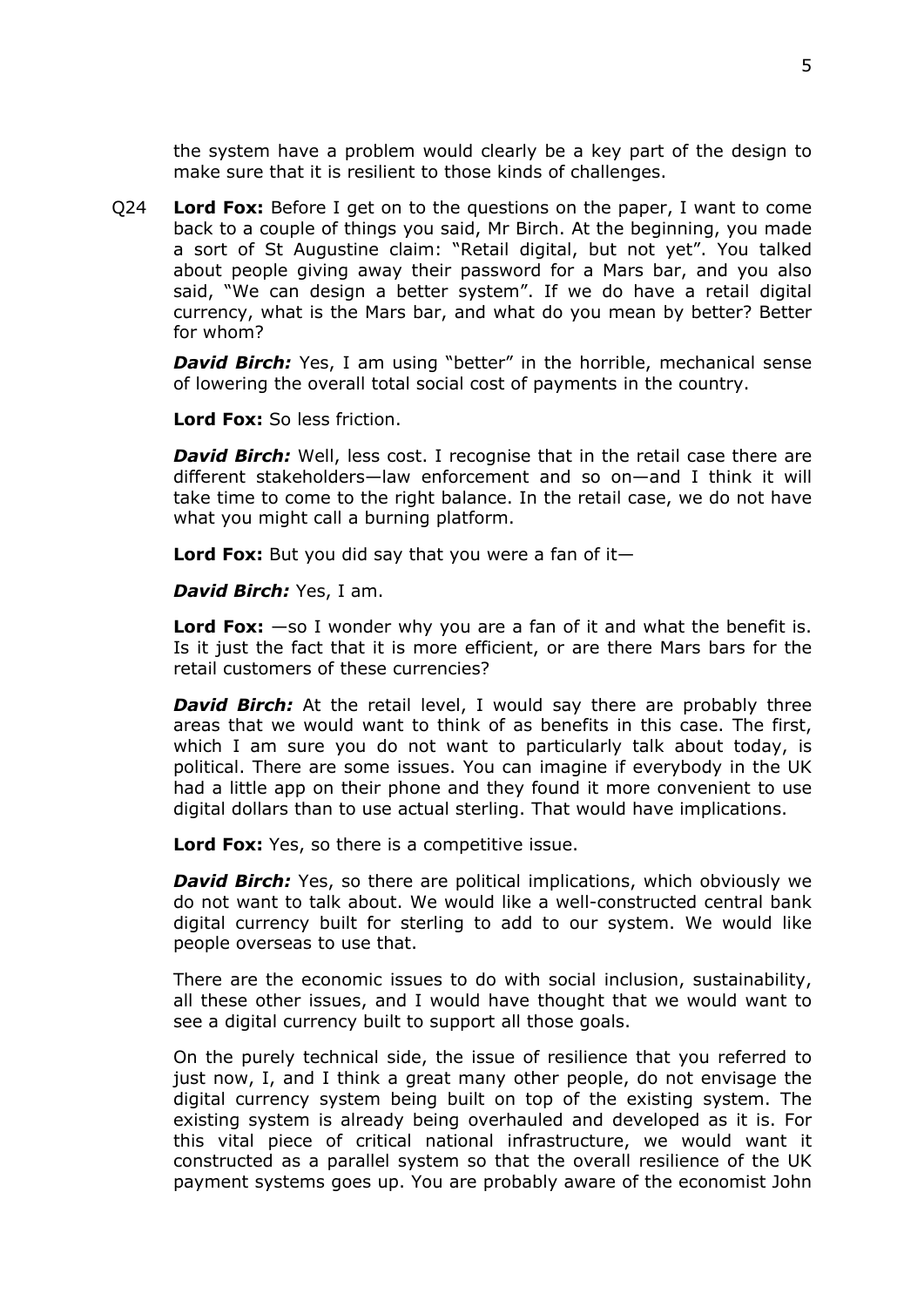the system have a problem would clearly be a key part of the design to make sure that it is resilient to those kinds of challenges.

Q24 **Lord Fox:** Before I get on to the questions on the paper, I want to come back to a couple of things you said, Mr Birch. At the beginning, you made a sort of St Augustine claim: "Retail digital, but not yet". You talked about people giving away their password for a Mars bar, and you also said, "We can design a better system". If we do have a retail digital currency, what is the Mars bar, and what do you mean by better? Better for whom?

***David Birch:*** Yes, I am using "better" in the horrible, mechanical sense of lowering the overall total social cost of payments in the country.

**Lord Fox:** So less friction.

***David Birch:*** Well, less cost. I recognise that in the retail case there are different stakeholders—law enforcement and so on—and I think it will take time to come to the right balance. In the retail case, we do not have what you might call a burning platform.

**Lord Fox:** But you did say that you were a fan of it—

***David Birch:*** Yes, I am.

**Lord Fox:** —so I wonder why you are a fan of it and what the benefit is. Is it just the fact that it is more efficient, or are there Mars bars for the retail customers of these currencies?

***David Birch:*** At the retail level, I would say there are probably three areas that we would want to think of as benefits in this case. The first, which I am sure you do not want to particularly talk about today, is political. There are some issues. You can imagine if everybody in the UK had a little app on their phone and they found it more convenient to use digital dollars than to use actual sterling. That would have implications.

**Lord Fox:** Yes, so there is a competitive issue.

***David Birch:*** Yes, so there are political implications, which obviously we do not want to talk about. We would like a well-constructed central bank digital currency built for sterling to add to our system. We would like people overseas to use that.

There are the economic issues to do with social inclusion, sustainability, all these other issues, and I would have thought that we would want to see a digital currency built to support all those goals.

On the purely technical side, the issue of resilience that you referred to just now, I, and I think a great many other people, do not envisage the digital currency system being built on top of the existing system. The existing system is already being overhauled and developed as it is. For this vital piece of critical national infrastructure, we would want it constructed as a parallel system so that the overall resilience of the UK payment systems goes up. You are probably aware of the economist John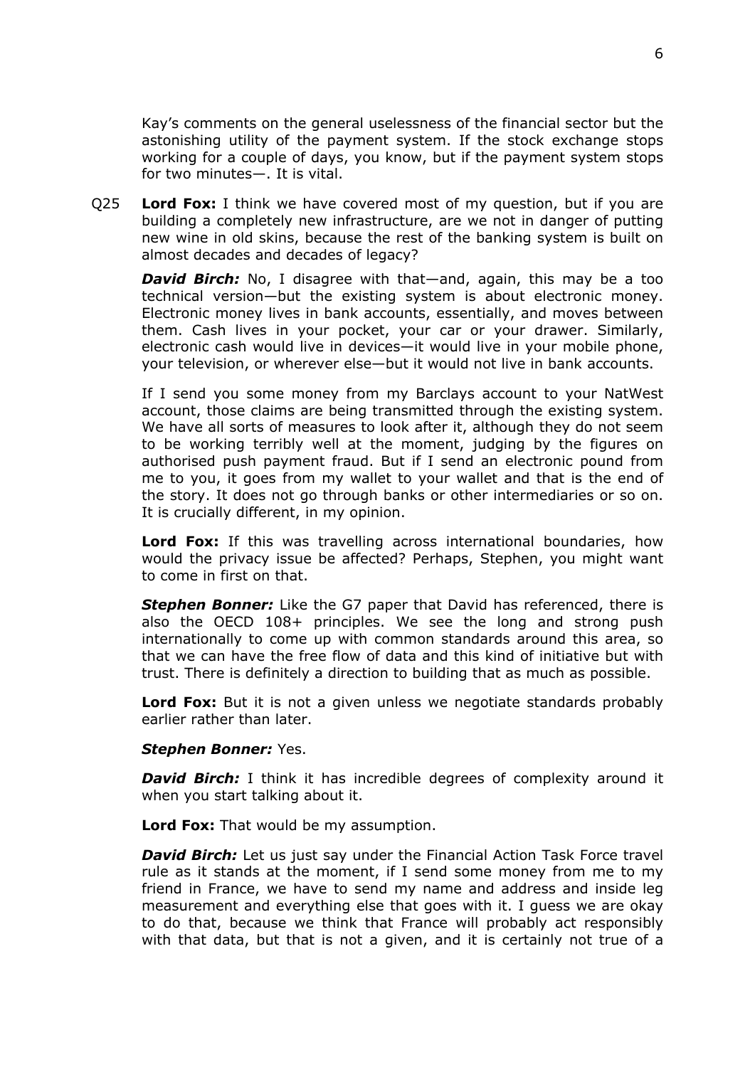Kay's comments on the general uselessness of the financial sector but the astonishing utility of the payment system. If the stock exchange stops working for a couple of days, you know, but if the payment system stops for two minutes—. It is vital.

Q25 **Lord Fox:** I think we have covered most of my question, but if you are building a completely new infrastructure, are we not in danger of putting new wine in old skins, because the rest of the banking system is built on almost decades and decades of legacy?

***David Birch:*** No, I disagree with that—and, again, this may be a too technical version—but the existing system is about electronic money. Electronic money lives in bank accounts, essentially, and moves between them. Cash lives in your pocket, your car or your drawer. Similarly, electronic cash would live in devices—it would live in your mobile phone, your television, or wherever else—but it would not live in bank accounts.

If I send you some money from my Barclays account to your NatWest account, those claims are being transmitted through the existing system. We have all sorts of measures to look after it, although they do not seem to be working terribly well at the moment, judging by the figures on authorised push payment fraud. But if I send an electronic pound from me to you, it goes from my wallet to your wallet and that is the end of the story. It does not go through banks or other intermediaries or so on. It is crucially different, in my opinion.

**Lord Fox:** If this was travelling across international boundaries, how would the privacy issue be affected? Perhaps, Stephen, you might want to come in first on that.

***Stephen Bonner:*** Like the G7 paper that David has referenced, there is also the OECD 108+ principles. We see the long and strong push internationally to come up with common standards around this area, so that we can have the free flow of data and this kind of initiative but with trust. There is definitely a direction to building that as much as possible.

**Lord Fox:** But it is not a given unless we negotiate standards probably earlier rather than later.

***Stephen Bonner:*** Yes.

***David Birch:*** I think it has incredible degrees of complexity around it when you start talking about it.

**Lord Fox:** That would be my assumption.

***David Birch:*** Let us just say under the Financial Action Task Force travel rule as it stands at the moment, if I send some money from me to my friend in France, we have to send my name and address and inside leg measurement and everything else that goes with it. I guess we are okay to do that, because we think that France will probably act responsibly with that data, but that is not a given, and it is certainly not true of a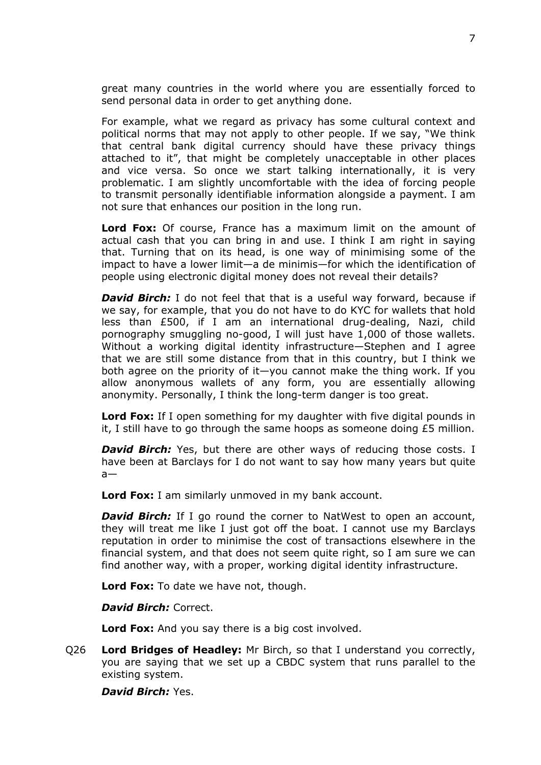great many countries in the world where you are essentially forced to send personal data in order to get anything done.

For example, what we regard as privacy has some cultural context and political norms that may not apply to other people. If we say, "We think that central bank digital currency should have these privacy things attached to it", that might be completely unacceptable in other places and vice versa. So once we start talking internationally, it is very problematic. I am slightly uncomfortable with the idea of forcing people to transmit personally identifiable information alongside a payment. I am not sure that enhances our position in the long run.

**Lord Fox:** Of course, France has a maximum limit on the amount of actual cash that you can bring in and use. I think I am right in saying that. Turning that on its head, is one way of minimising some of the impact to have a lower limit—a de minimis—for which the identification of people using electronic digital money does not reveal their details?

***David Birch:*** I do not feel that that is a useful way forward, because if we say, for example, that you do not have to do KYC for wallets that hold less than £500, if I am an international drug-dealing, Nazi, child pornography smuggling no-good, I will just have 1,000 of those wallets. Without a working digital identity infrastructure—Stephen and I agree that we are still some distance from that in this country, but I think we both agree on the priority of it—you cannot make the thing work. If you allow anonymous wallets of any form, you are essentially allowing anonymity. Personally, I think the long-term danger is too great.

**Lord Fox:** If I open something for my daughter with five digital pounds in it, I still have to go through the same hoops as someone doing £5 million.

***David Birch:*** Yes, but there are other ways of reducing those costs. I have been at Barclays for I do not want to say how many years but quite a—

**Lord Fox:** I am similarly unmoved in my bank account.

***David Birch:*** If I go round the corner to NatWest to open an account, they will treat me like I just got off the boat. I cannot use my Barclays reputation in order to minimise the cost of transactions elsewhere in the financial system, and that does not seem quite right, so I am sure we can find another way, with a proper, working digital identity infrastructure.

**Lord Fox:** To date we have not, though.

***David Birch:*** Correct.

**Lord Fox:** And you say there is a big cost involved.

Q26 **Lord Bridges of Headley:** Mr Birch, so that I understand you correctly, you are saying that we set up a CBDC system that runs parallel to the existing system.

***David Birch:*** Yes.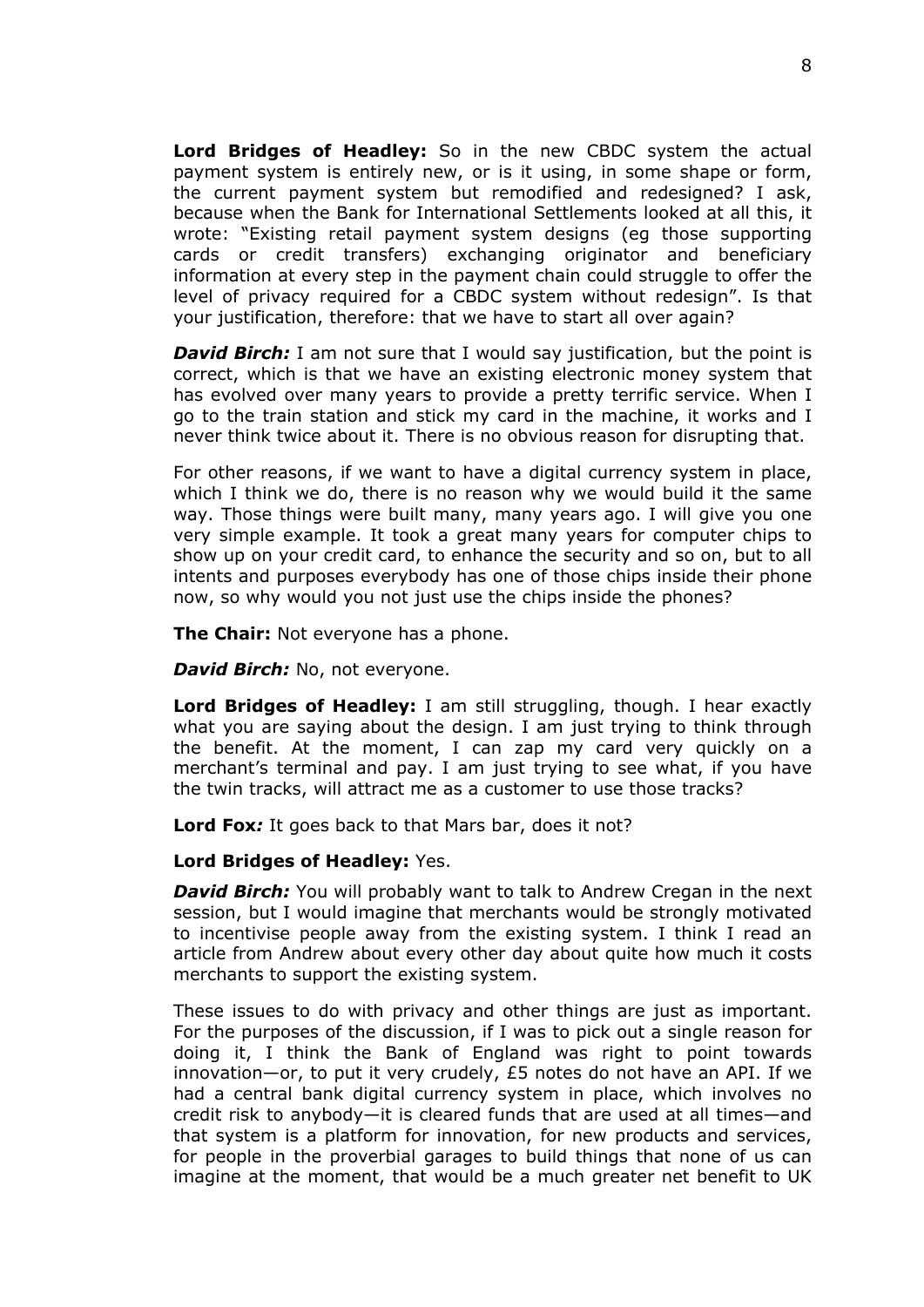**Lord Bridges of Headley:** So in the new CBDC system the actual payment system is entirely new, or is it using, in some shape or form, the current payment system but remodified and redesigned? I ask, because when the Bank for International Settlements looked at all this, it wrote: "Existing retail payment system designs (eg those supporting cards or credit transfers) exchanging originator and beneficiary information at every step in the payment chain could struggle to offer the level of privacy required for a CBDC system without redesign". Is that your justification, therefore: that we have to start all over again?

***David Birch:*** I am not sure that I would say justification, but the point is correct, which is that we have an existing electronic money system that has evolved over many years to provide a pretty terrific service. When I go to the train station and stick my card in the machine, it works and I never think twice about it. There is no obvious reason for disrupting that.

For other reasons, if we want to have a digital currency system in place, which I think we do, there is no reason why we would build it the same way. Those things were built many, many years ago. I will give you one very simple example. It took a great many years for computer chips to show up on your credit card, to enhance the security and so on, but to all intents and purposes everybody has one of those chips inside their phone now, so why would you not just use the chips inside the phones?

**The Chair:** Not everyone has a phone.

***David Birch:*** No, not everyone.

**Lord Bridges of Headley:** I am still struggling, though. I hear exactly what you are saying about the design. I am just trying to think through the benefit. At the moment, I can zap my card very quickly on a merchant's terminal and pay. I am just trying to see what, if you have the twin tracks, will attract me as a customer to use those tracks?

**Lord Fox*:*** It goes back to that Mars bar, does it not?

**Lord Bridges of Headley:** Yes.

***David Birch:*** You will probably want to talk to Andrew Cregan in the next session, but I would imagine that merchants would be strongly motivated to incentivise people away from the existing system. I think I read an article from Andrew about every other day about quite how much it costs merchants to support the existing system.

These issues to do with privacy and other things are just as important. For the purposes of the discussion, if I was to pick out a single reason for doing it, I think the Bank of England was right to point towards innovation—or, to put it very crudely, £5 notes do not have an API. If we had a central bank digital currency system in place, which involves no credit risk to anybody—it is cleared funds that are used at all times—and that system is a platform for innovation, for new products and services, for people in the proverbial garages to build things that none of us can imagine at the moment, that would be a much greater net benefit to UK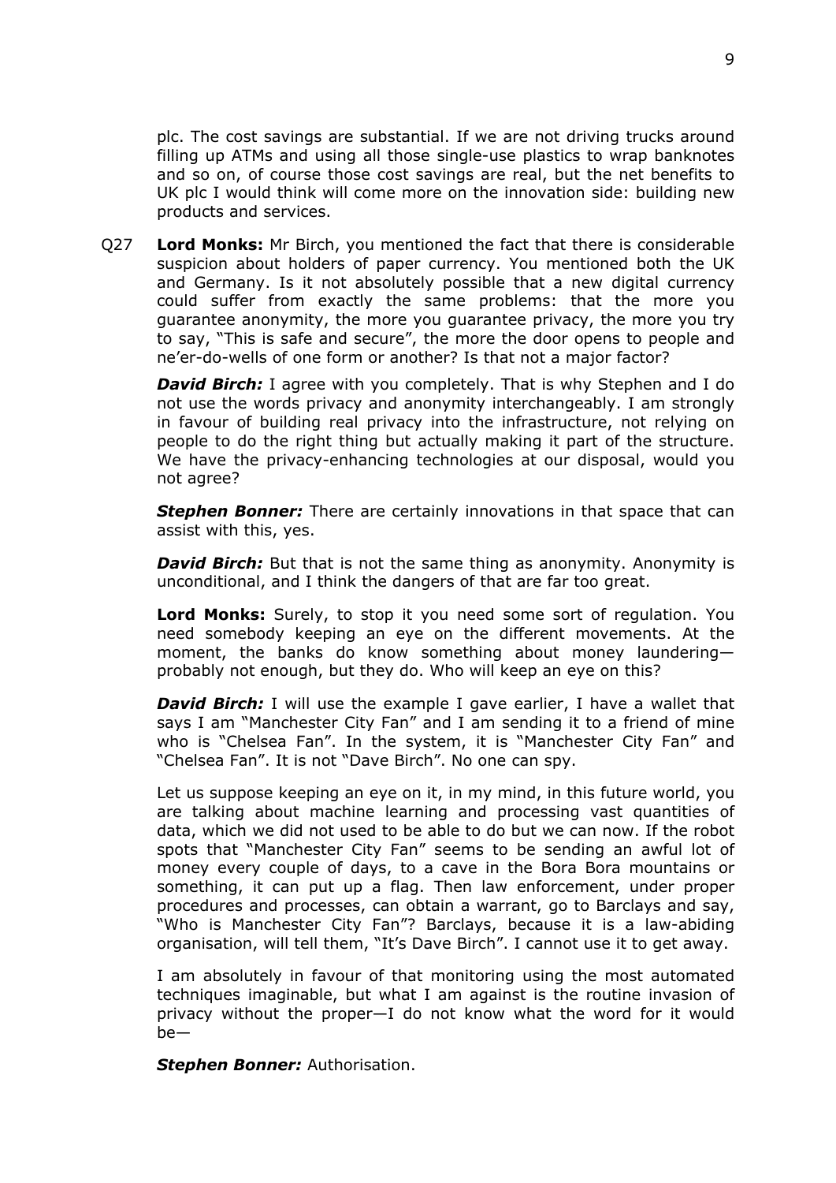plc. The cost savings are substantial. If we are not driving trucks around filling up ATMs and using all those single-use plastics to wrap banknotes and so on, of course those cost savings are real, but the net benefits to UK plc I would think will come more on the innovation side: building new products and services.

Q27 **Lord Monks:** Mr Birch, you mentioned the fact that there is considerable suspicion about holders of paper currency. You mentioned both the UK and Germany. Is it not absolutely possible that a new digital currency could suffer from exactly the same problems: that the more you guarantee anonymity, the more you guarantee privacy, the more you try to say, "This is safe and secure", the more the door opens to people and ne'er-do-wells of one form or another? Is that not a major factor?

***David Birch:*** I agree with you completely. That is why Stephen and I do not use the words privacy and anonymity interchangeably. I am strongly in favour of building real privacy into the infrastructure, not relying on people to do the right thing but actually making it part of the structure. We have the privacy-enhancing technologies at our disposal, would you not agree?

***Stephen Bonner:*** There are certainly innovations in that space that can assist with this, yes.

***David Birch:*** But that is not the same thing as anonymity. Anonymity is unconditional, and I think the dangers of that are far too great.

**Lord Monks:** Surely, to stop it you need some sort of regulation. You need somebody keeping an eye on the different movements. At the moment, the banks do know something about money laundering—probably not enough, but they do. Who will keep an eye on this?

***David Birch:*** I will use the example I gave earlier, I have a wallet that says I am "Manchester City Fan" and I am sending it to a friend of mine who is "Chelsea Fan". In the system, it is "Manchester City Fan" and "Chelsea Fan". It is not "Dave Birch". No one can spy.

Let us suppose keeping an eye on it, in my mind, in this future world, you are talking about machine learning and processing vast quantities of data, which we did not used to be able to do but we can now. If the robot spots that "Manchester City Fan" seems to be sending an awful lot of money every couple of days, to a cave in the Bora Bora mountains or something, it can put up a flag. Then law enforcement, under proper procedures and processes, can obtain a warrant, go to Barclays and say, "Who is Manchester City Fan"? Barclays, because it is a law-abiding organisation, will tell them, "It's Dave Birch". I cannot use it to get away.

I am absolutely in favour of that monitoring using the most automated techniques imaginable, but what I am against is the routine invasion of privacy without the proper—I do not know what the word for it would be—

***Stephen Bonner:*** Authorisation.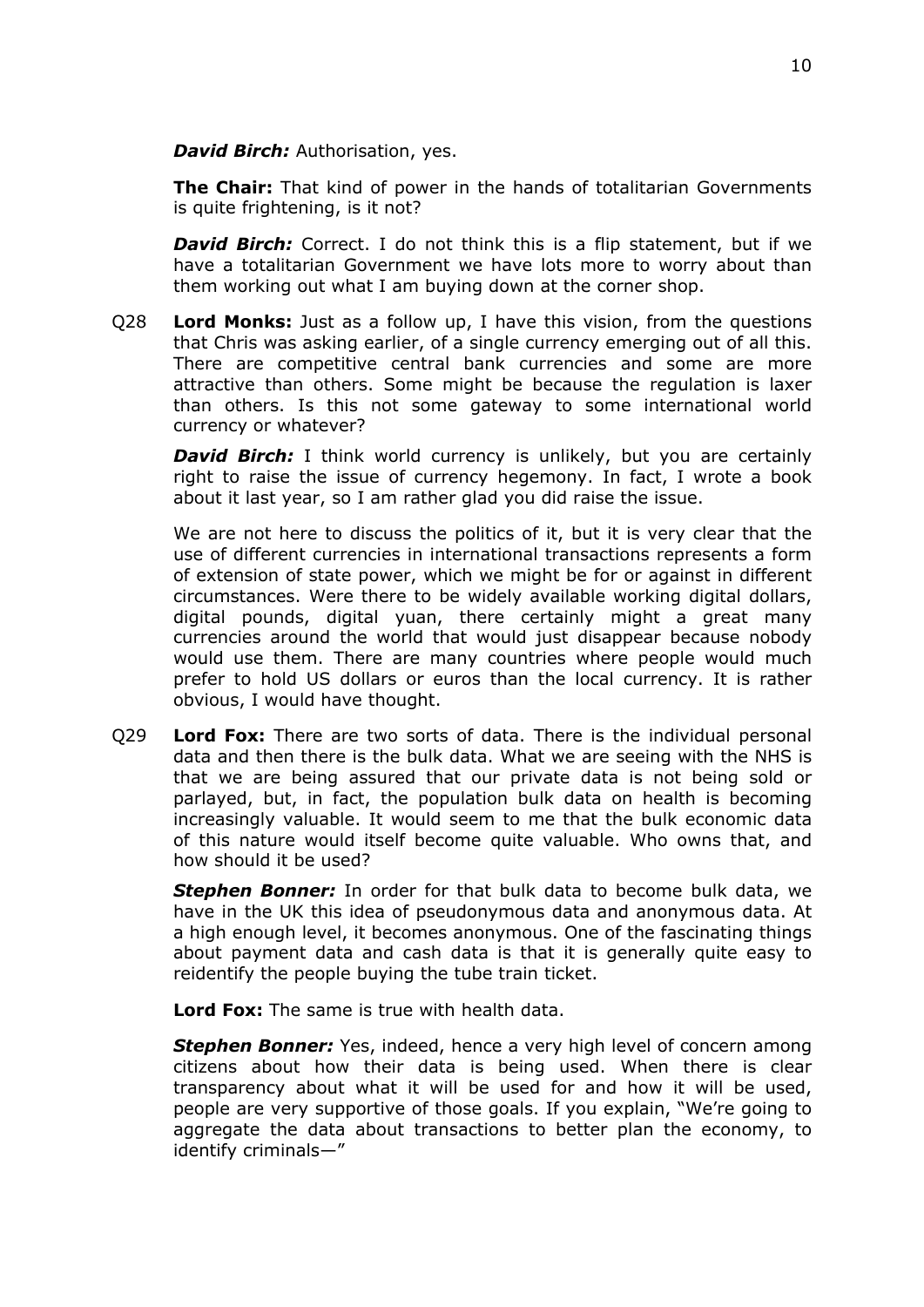***David Birch:*** Authorisation, yes.

**The Chair:** That kind of power in the hands of totalitarian Governments is quite frightening, is it not?

***David Birch:*** Correct. I do not think this is a flip statement, but if we have a totalitarian Government we have lots more to worry about than them working out what I am buying down at the corner shop.

Q28 **Lord Monks:** Just as a follow up, I have this vision, from the questions that Chris was asking earlier, of a single currency emerging out of all this. There are competitive central bank currencies and some are more attractive than others. Some might be because the regulation is laxer than others. Is this not some gateway to some international world currency or whatever?

***David Birch:*** I think world currency is unlikely, but you are certainly right to raise the issue of currency hegemony. In fact, I wrote a book about it last year, so I am rather glad you did raise the issue.

We are not here to discuss the politics of it, but it is very clear that the use of different currencies in international transactions represents a form of extension of state power, which we might be for or against in different circumstances. Were there to be widely available working digital dollars, digital pounds, digital yuan, there certainly might a great many currencies around the world that would just disappear because nobody would use them. There are many countries where people would much prefer to hold US dollars or euros than the local currency. It is rather obvious, I would have thought.

Q29 **Lord Fox:** There are two sorts of data. There is the individual personal data and then there is the bulk data. What we are seeing with the NHS is that we are being assured that our private data is not being sold or parlayed, but, in fact, the population bulk data on health is becoming increasingly valuable. It would seem to me that the bulk economic data of this nature would itself become quite valuable. Who owns that, and how should it be used?

***Stephen Bonner:*** In order for that bulk data to become bulk data, we have in the UK this idea of pseudonymous data and anonymous data. At a high enough level, it becomes anonymous. One of the fascinating things about payment data and cash data is that it is generally quite easy to reidentify the people buying the tube train ticket.

**Lord Fox:** The same is true with health data.

***Stephen Bonner:*** Yes, indeed, hence a very high level of concern among citizens about how their data is being used. When there is clear transparency about what it will be used for and how it will be used, people are very supportive of those goals. If you explain, "We're going to aggregate the data about transactions to better plan the economy, to identify criminals—"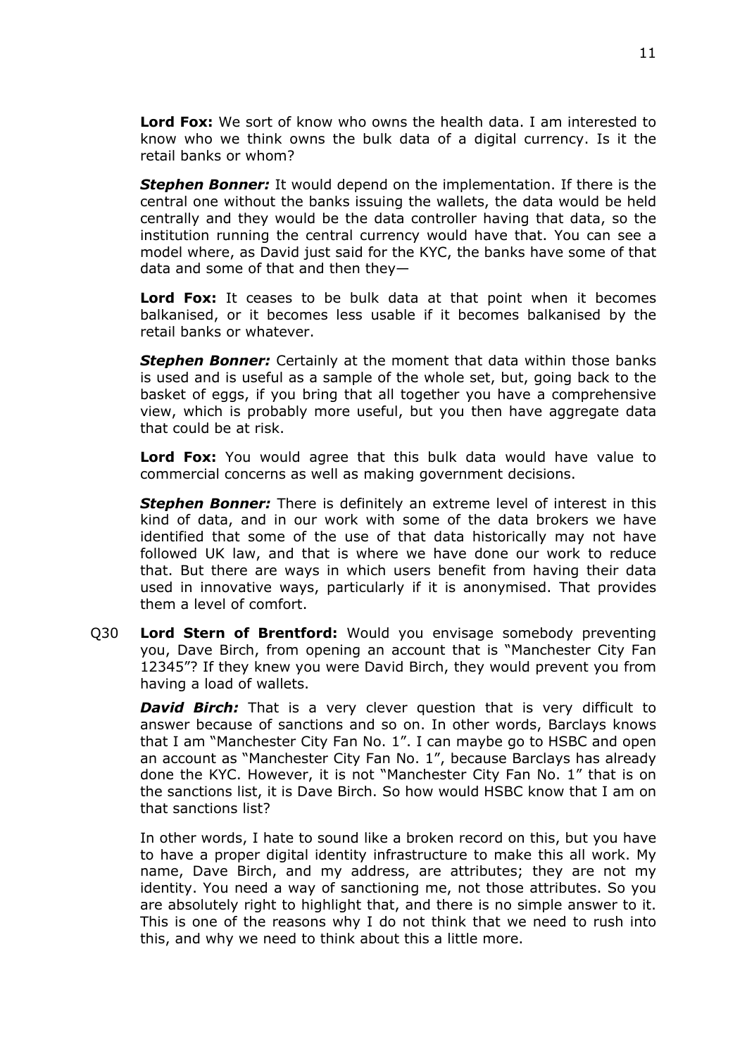**Lord Fox:** We sort of know who owns the health data. I am interested to know who we think owns the bulk data of a digital currency. Is it the retail banks or whom?

***Stephen Bonner:*** It would depend on the implementation. If there is the central one without the banks issuing the wallets, the data would be held centrally and they would be the data controller having that data, so the institution running the central currency would have that. You can see a model where, as David just said for the KYC, the banks have some of that data and some of that and then they—

**Lord Fox:** It ceases to be bulk data at that point when it becomes balkanised, or it becomes less usable if it becomes balkanised by the retail banks or whatever.

***Stephen Bonner:*** Certainly at the moment that data within those banks is used and is useful as a sample of the whole set, but, going back to the basket of eggs, if you bring that all together you have a comprehensive view, which is probably more useful, but you then have aggregate data that could be at risk.

**Lord Fox:** You would agree that this bulk data would have value to commercial concerns as well as making government decisions.

***Stephen Bonner:*** There is definitely an extreme level of interest in this kind of data, and in our work with some of the data brokers we have identified that some of the use of that data historically may not have followed UK law, and that is where we have done our work to reduce that. But there are ways in which users benefit from having their data used in innovative ways, particularly if it is anonymised. That provides them a level of comfort.

Q30 **Lord Stern of Brentford:** Would you envisage somebody preventing you, Dave Birch, from opening an account that is "Manchester City Fan 12345"? If they knew you were David Birch, they would prevent you from having a load of wallets.

***David Birch:*** That is a very clever question that is very difficult to answer because of sanctions and so on. In other words, Barclays knows that I am "Manchester City Fan No. 1". I can maybe go to HSBC and open an account as "Manchester City Fan No. 1", because Barclays has already done the KYC. However, it is not "Manchester City Fan No. 1" that is on the sanctions list, it is Dave Birch. So how would HSBC know that I am on that sanctions list?

In other words, I hate to sound like a broken record on this, but you have to have a proper digital identity infrastructure to make this all work. My name, Dave Birch, and my address, are attributes; they are not my identity. You need a way of sanctioning me, not those attributes. So you are absolutely right to highlight that, and there is no simple answer to it. This is one of the reasons why I do not think that we need to rush into this, and why we need to think about this a little more.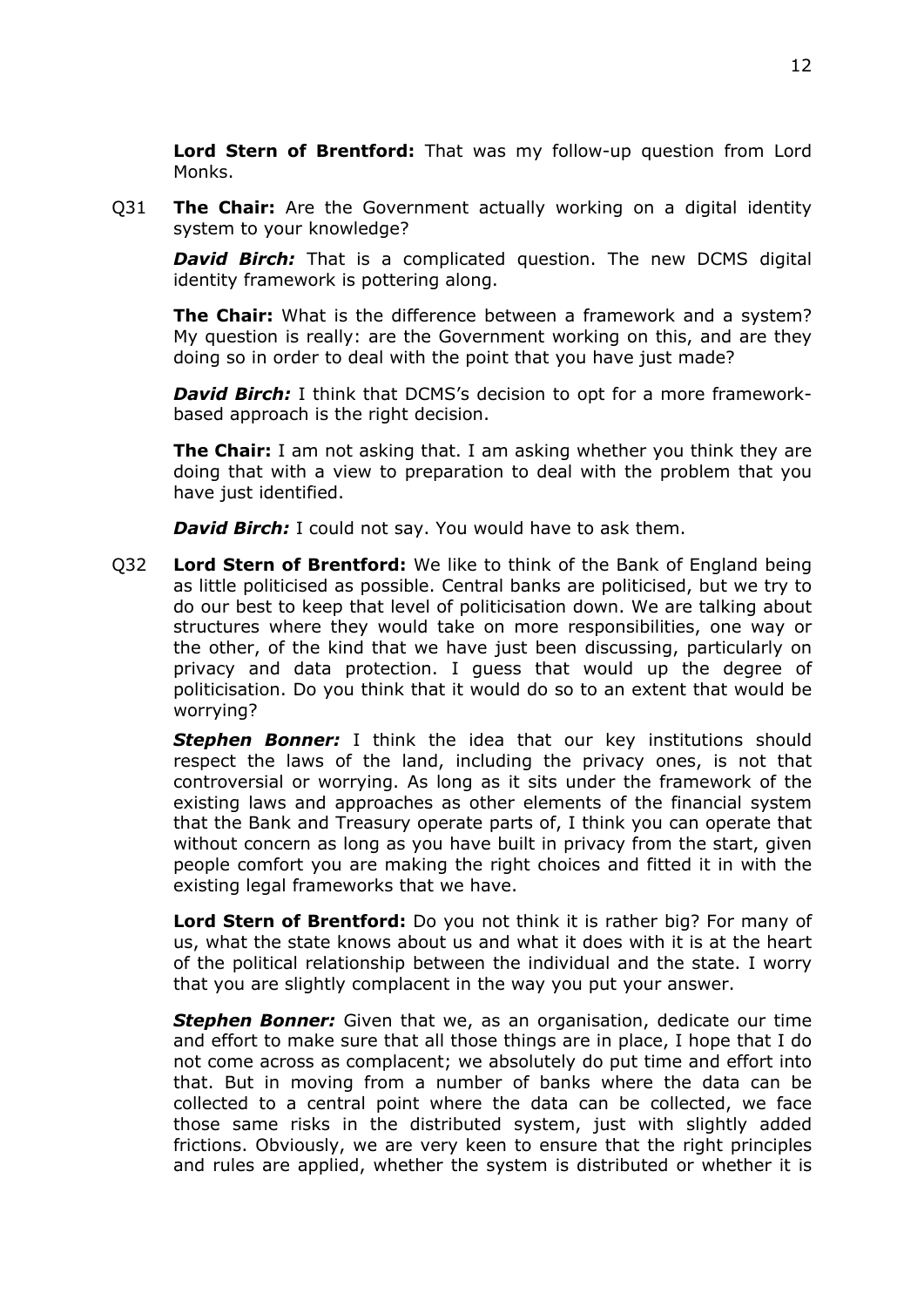**Lord Stern of Brentford:** That was my follow-up question from Lord Monks.

Q31 **The Chair:** Are the Government actually working on a digital identity system to your knowledge?

***David Birch:*** That is a complicated question. The new DCMS digital identity framework is pottering along.

**The Chair:** What is the difference between a framework and a system? My question is really: are the Government working on this, and are they doing so in order to deal with the point that you have just made?

***David Birch:*** I think that DCMS's decision to opt for a more framework-based approach is the right decision.

**The Chair:** I am not asking that. I am asking whether you think they are doing that with a view to preparation to deal with the problem that you have just identified.

***David Birch:*** I could not say. You would have to ask them.

Q32 **Lord Stern of Brentford:** We like to think of the Bank of England being as little politicised as possible. Central banks are politicised, but we try to do our best to keep that level of politicisation down. We are talking about structures where they would take on more responsibilities, one way or the other, of the kind that we have just been discussing, particularly on privacy and data protection. I guess that would up the degree of politicisation. Do you think that it would do so to an extent that would be worrying?

***Stephen Bonner:*** I think the idea that our key institutions should respect the laws of the land, including the privacy ones, is not that controversial or worrying. As long as it sits under the framework of the existing laws and approaches as other elements of the financial system that the Bank and Treasury operate parts of, I think you can operate that without concern as long as you have built in privacy from the start, given people comfort you are making the right choices and fitted it in with the existing legal frameworks that we have.

**Lord Stern of Brentford:** Do you not think it is rather big? For many of us, what the state knows about us and what it does with it is at the heart of the political relationship between the individual and the state. I worry that you are slightly complacent in the way you put your answer.

***Stephen Bonner:*** Given that we, as an organisation, dedicate our time and effort to make sure that all those things are in place, I hope that I do not come across as complacent; we absolutely do put time and effort into that. But in moving from a number of banks where the data can be collected to a central point where the data can be collected, we face those same risks in the distributed system, just with slightly added frictions. Obviously, we are very keen to ensure that the right principles and rules are applied, whether the system is distributed or whether it is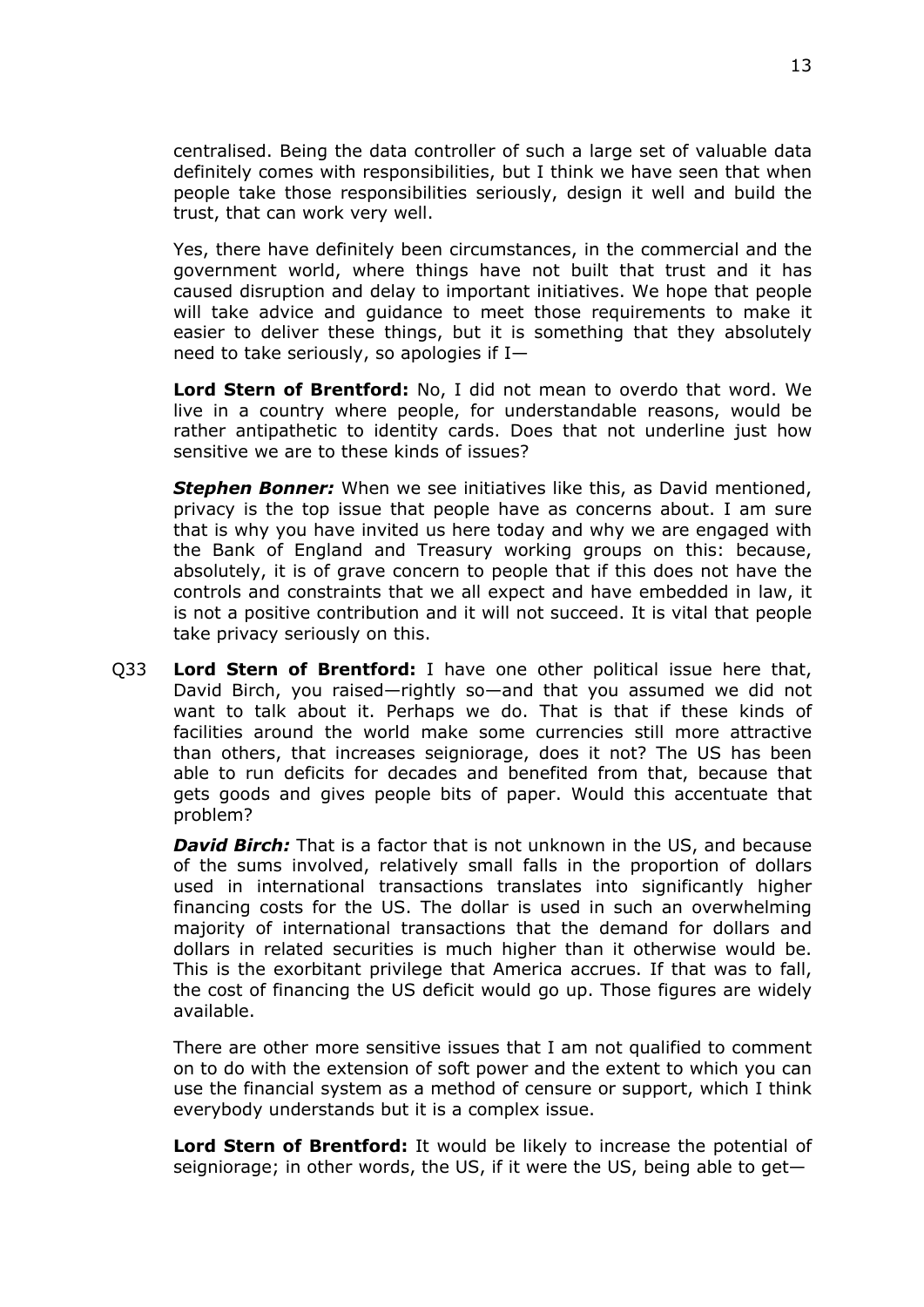centralised. Being the data controller of such a large set of valuable data definitely comes with responsibilities, but I think we have seen that when people take those responsibilities seriously, design it well and build the trust, that can work very well.

Yes, there have definitely been circumstances, in the commercial and the government world, where things have not built that trust and it has caused disruption and delay to important initiatives. We hope that people will take advice and guidance to meet those requirements to make it easier to deliver these things, but it is something that they absolutely need to take seriously, so apologies if I—

**Lord Stern of Brentford:** No, I did not mean to overdo that word. We live in a country where people, for understandable reasons, would be rather antipathetic to identity cards. Does that not underline just how sensitive we are to these kinds of issues?

***Stephen Bonner:*** When we see initiatives like this, as David mentioned, privacy is the top issue that people have as concerns about. I am sure that is why you have invited us here today and why we are engaged with the Bank of England and Treasury working groups on this: because, absolutely, it is of grave concern to people that if this does not have the controls and constraints that we all expect and have embedded in law, it is not a positive contribution and it will not succeed. It is vital that people take privacy seriously on this.

Q33 **Lord Stern of Brentford:** I have one other political issue here that, David Birch, you raised—rightly so—and that you assumed we did not want to talk about it. Perhaps we do. That is that if these kinds of facilities around the world make some currencies still more attractive than others, that increases seigniorage, does it not? The US has been able to run deficits for decades and benefited from that, because that gets goods and gives people bits of paper. Would this accentuate that problem?

***David Birch:*** That is a factor that is not unknown in the US, and because of the sums involved, relatively small falls in the proportion of dollars used in international transactions translates into significantly higher financing costs for the US. The dollar is used in such an overwhelming majority of international transactions that the demand for dollars and dollars in related securities is much higher than it otherwise would be. This is the exorbitant privilege that America accrues. If that was to fall, the cost of financing the US deficit would go up. Those figures are widely available.

There are other more sensitive issues that I am not qualified to comment on to do with the extension of soft power and the extent to which you can use the financial system as a method of censure or support, which I think everybody understands but it is a complex issue.

**Lord Stern of Brentford:** It would be likely to increase the potential of seigniorage; in other words, the US, if it were the US, being able to get—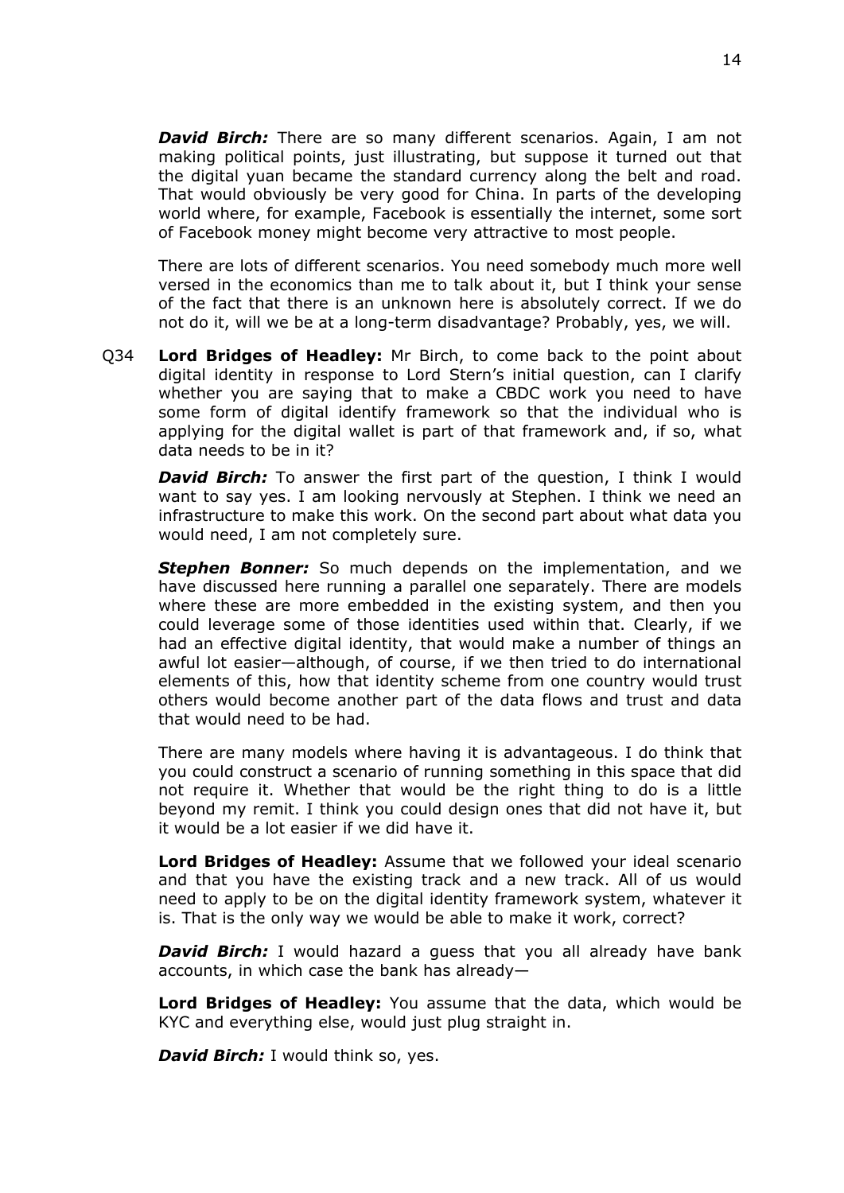***David Birch:*** There are so many different scenarios. Again, I am not making political points, just illustrating, but suppose it turned out that the digital yuan became the standard currency along the belt and road. That would obviously be very good for China. In parts of the developing world where, for example, Facebook is essentially the internet, some sort of Facebook money might become very attractive to most people.

There are lots of different scenarios. You need somebody much more well versed in the economics than me to talk about it, but I think your sense of the fact that there is an unknown here is absolutely correct. If we do not do it, will we be at a long-term disadvantage? Probably, yes, we will.

Q34 **Lord Bridges of Headley:** Mr Birch, to come back to the point about digital identity in response to Lord Stern's initial question, can I clarify whether you are saying that to make a CBDC work you need to have some form of digital identify framework so that the individual who is applying for the digital wallet is part of that framework and, if so, what data needs to be in it?

***David Birch:*** To answer the first part of the question, I think I would want to say yes. I am looking nervously at Stephen. I think we need an infrastructure to make this work. On the second part about what data you would need, I am not completely sure.

***Stephen Bonner:*** So much depends on the implementation, and we have discussed here running a parallel one separately. There are models where these are more embedded in the existing system, and then you could leverage some of those identities used within that. Clearly, if we had an effective digital identity, that would make a number of things an awful lot easier—although, of course, if we then tried to do international elements of this, how that identity scheme from one country would trust others would become another part of the data flows and trust and data that would need to be had.

There are many models where having it is advantageous. I do think that you could construct a scenario of running something in this space that did not require it. Whether that would be the right thing to do is a little beyond my remit. I think you could design ones that did not have it, but it would be a lot easier if we did have it.

**Lord Bridges of Headley:** Assume that we followed your ideal scenario and that you have the existing track and a new track. All of us would need to apply to be on the digital identity framework system, whatever it is. That is the only way we would be able to make it work, correct?

***David Birch:*** I would hazard a guess that you all already have bank accounts, in which case the bank has already—

**Lord Bridges of Headley:** You assume that the data, which would be KYC and everything else, would just plug straight in.

***David Birch:*** I would think so, yes.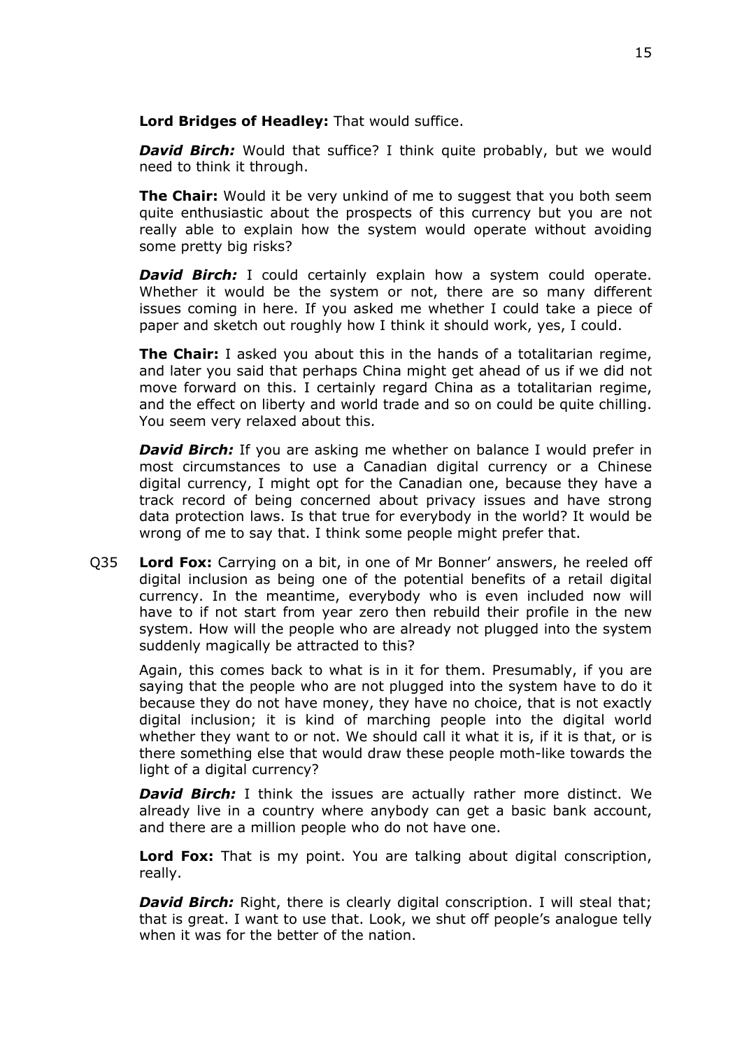**Lord Bridges of Headley:** That would suffice.

***David Birch:*** Would that suffice? I think quite probably, but we would need to think it through.

**The Chair:** Would it be very unkind of me to suggest that you both seem quite enthusiastic about the prospects of this currency but you are not really able to explain how the system would operate without avoiding some pretty big risks?

***David Birch:*** I could certainly explain how a system could operate. Whether it would be the system or not, there are so many different issues coming in here. If you asked me whether I could take a piece of paper and sketch out roughly how I think it should work, yes, I could.

**The Chair:** I asked you about this in the hands of a totalitarian regime, and later you said that perhaps China might get ahead of us if we did not move forward on this. I certainly regard China as a totalitarian regime, and the effect on liberty and world trade and so on could be quite chilling. You seem very relaxed about this.

***David Birch:*** If you are asking me whether on balance I would prefer in most circumstances to use a Canadian digital currency or a Chinese digital currency, I might opt for the Canadian one, because they have a track record of being concerned about privacy issues and have strong data protection laws. Is that true for everybody in the world? It would be wrong of me to say that. I think some people might prefer that.

Q35 **Lord Fox:** Carrying on a bit, in one of Mr Bonner' answers, he reeled off digital inclusion as being one of the potential benefits of a retail digital currency. In the meantime, everybody who is even included now will have to if not start from year zero then rebuild their profile in the new system. How will the people who are already not plugged into the system suddenly magically be attracted to this?

Again, this comes back to what is in it for them. Presumably, if you are saying that the people who are not plugged into the system have to do it because they do not have money, they have no choice, that is not exactly digital inclusion; it is kind of marching people into the digital world whether they want to or not. We should call it what it is, if it is that, or is there something else that would draw these people moth-like towards the light of a digital currency?

***David Birch:*** I think the issues are actually rather more distinct. We already live in a country where anybody can get a basic bank account, and there are a million people who do not have one.

**Lord Fox:** That is my point. You are talking about digital conscription, really.

***David Birch:*** Right, there is clearly digital conscription. I will steal that; that is great. I want to use that. Look, we shut off people's analogue telly when it was for the better of the nation.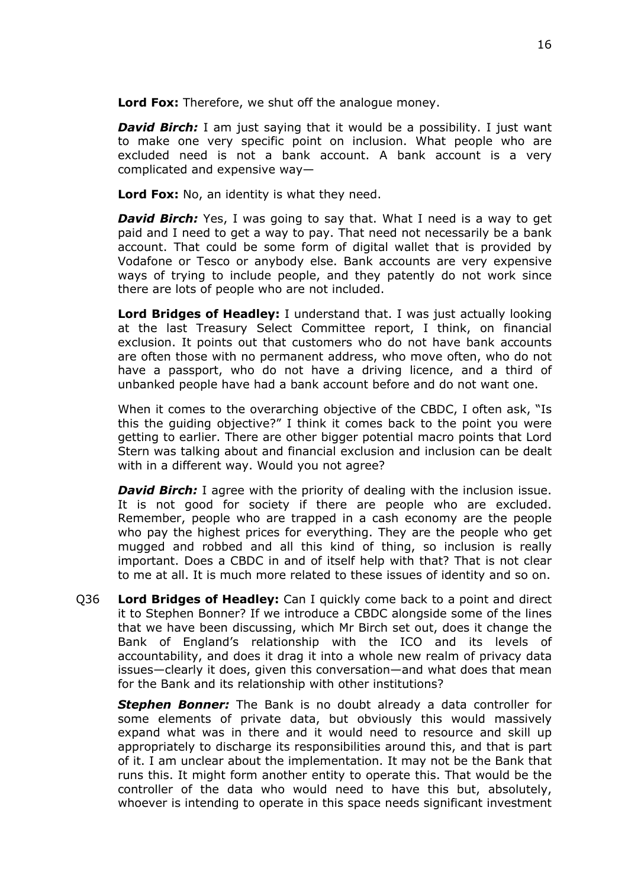**Lord Fox:** Therefore, we shut off the analogue money.

***David Birch:*** I am just saying that it would be a possibility. I just want to make one very specific point on inclusion. What people who are excluded need is not a bank account. A bank account is a very complicated and expensive way—

**Lord Fox:** No, an identity is what they need.

***David Birch:*** Yes, I was going to say that. What I need is a way to get paid and I need to get a way to pay. That need not necessarily be a bank account. That could be some form of digital wallet that is provided by Vodafone or Tesco or anybody else. Bank accounts are very expensive ways of trying to include people, and they patently do not work since there are lots of people who are not included.

**Lord Bridges of Headley:** I understand that. I was just actually looking at the last Treasury Select Committee report, I think, on financial exclusion. It points out that customers who do not have bank accounts are often those with no permanent address, who move often, who do not have a passport, who do not have a driving licence, and a third of unbanked people have had a bank account before and do not want one.

When it comes to the overarching objective of the CBDC, I often ask, "Is this the guiding objective?" I think it comes back to the point you were getting to earlier. There are other bigger potential macro points that Lord Stern was talking about and financial exclusion and inclusion can be dealt with in a different way. Would you not agree?

***David Birch:*** I agree with the priority of dealing with the inclusion issue. It is not good for society if there are people who are excluded. Remember, people who are trapped in a cash economy are the people who pay the highest prices for everything. They are the people who get mugged and robbed and all this kind of thing, so inclusion is really important. Does a CBDC in and of itself help with that? That is not clear to me at all. It is much more related to these issues of identity and so on.

Q36 **Lord Bridges of Headley:** Can I quickly come back to a point and direct it to Stephen Bonner? If we introduce a CBDC alongside some of the lines that we have been discussing, which Mr Birch set out, does it change the Bank of England's relationship with the ICO and its levels of accountability, and does it drag it into a whole new realm of privacy data issues—clearly it does, given this conversation—and what does that mean for the Bank and its relationship with other institutions?

***Stephen Bonner:*** The Bank is no doubt already a data controller for some elements of private data, but obviously this would massively expand what was in there and it would need to resource and skill up appropriately to discharge its responsibilities around this, and that is part of it. I am unclear about the implementation. It may not be the Bank that runs this. It might form another entity to operate this. That would be the controller of the data who would need to have this but, absolutely, whoever is intending to operate in this space needs significant investment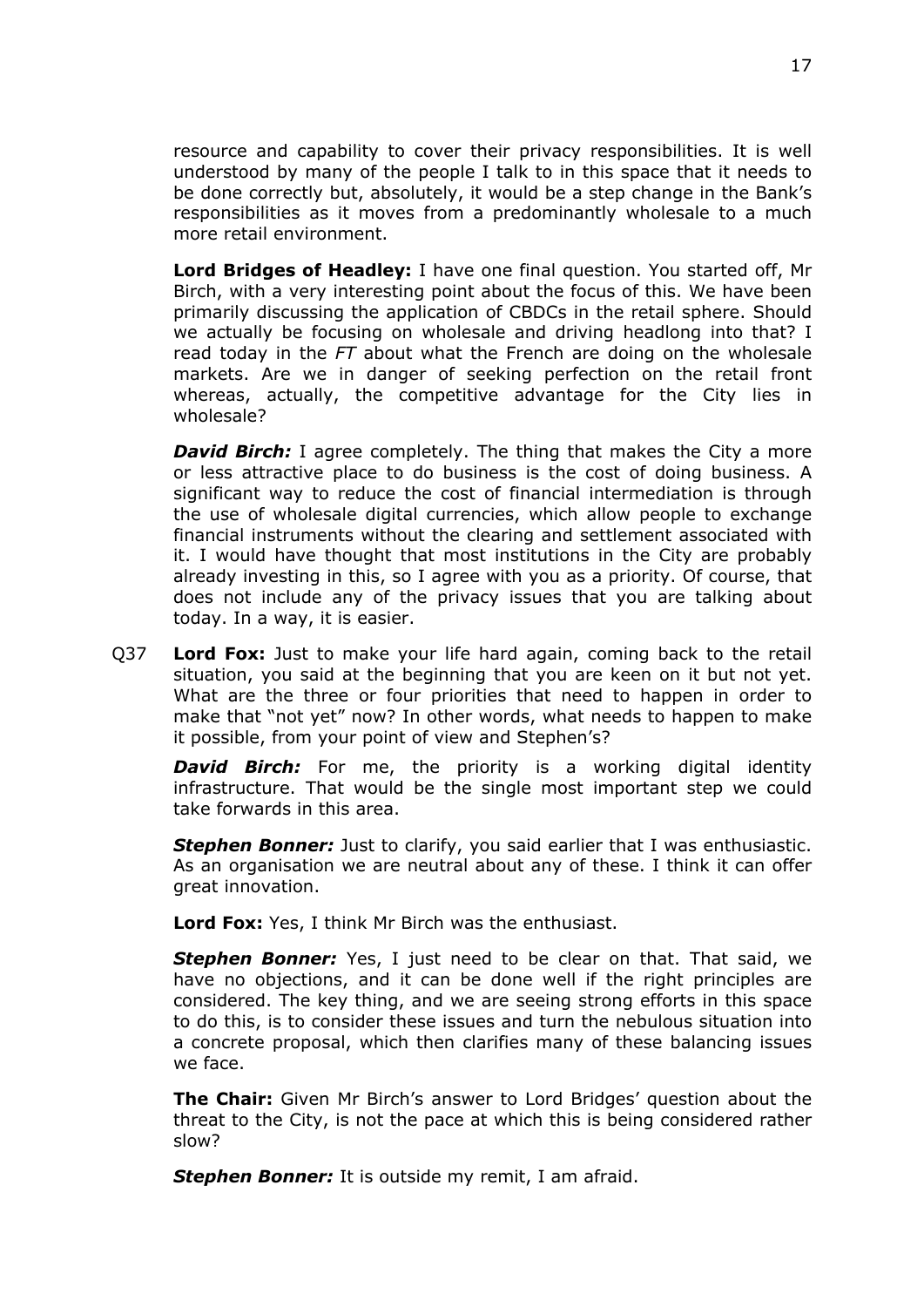resource and capability to cover their privacy responsibilities. It is well understood by many of the people I talk to in this space that it needs to be done correctly but, absolutely, it would be a step change in the Bank's responsibilities as it moves from a predominantly wholesale to a much more retail environment.

**Lord Bridges of Headley:** I have one final question. You started off, Mr Birch, with a very interesting point about the focus of this. We have been primarily discussing the application of CBDCs in the retail sphere. Should we actually be focusing on wholesale and driving headlong into that? I read today in the *FT* about what the French are doing on the wholesale markets. Are we in danger of seeking perfection on the retail front whereas, actually, the competitive advantage for the City lies in wholesale?

***David Birch:*** I agree completely. The thing that makes the City a more or less attractive place to do business is the cost of doing business. A significant way to reduce the cost of financial intermediation is through the use of wholesale digital currencies, which allow people to exchange financial instruments without the clearing and settlement associated with it. I would have thought that most institutions in the City are probably already investing in this, so I agree with you as a priority. Of course, that does not include any of the privacy issues that you are talking about today. In a way, it is easier.

Q37 **Lord Fox:** Just to make your life hard again, coming back to the retail situation, you said at the beginning that you are keen on it but not yet. What are the three or four priorities that need to happen in order to make that "not yet" now? In other words, what needs to happen to make it possible, from your point of view and Stephen's?

***David Birch:*** For me, the priority is a working digital identity infrastructure. That would be the single most important step we could take forwards in this area.

***Stephen Bonner:*** Just to clarify, you said earlier that I was enthusiastic. As an organisation we are neutral about any of these. I think it can offer great innovation.

**Lord Fox:** Yes, I think Mr Birch was the enthusiast.

***Stephen Bonner:*** Yes, I just need to be clear on that. That said, we have no objections, and it can be done well if the right principles are considered. The key thing, and we are seeing strong efforts in this space to do this, is to consider these issues and turn the nebulous situation into a concrete proposal, which then clarifies many of these balancing issues we face.

**The Chair:** Given Mr Birch's answer to Lord Bridges' question about the threat to the City, is not the pace at which this is being considered rather slow?

***Stephen Bonner:*** It is outside my remit, I am afraid.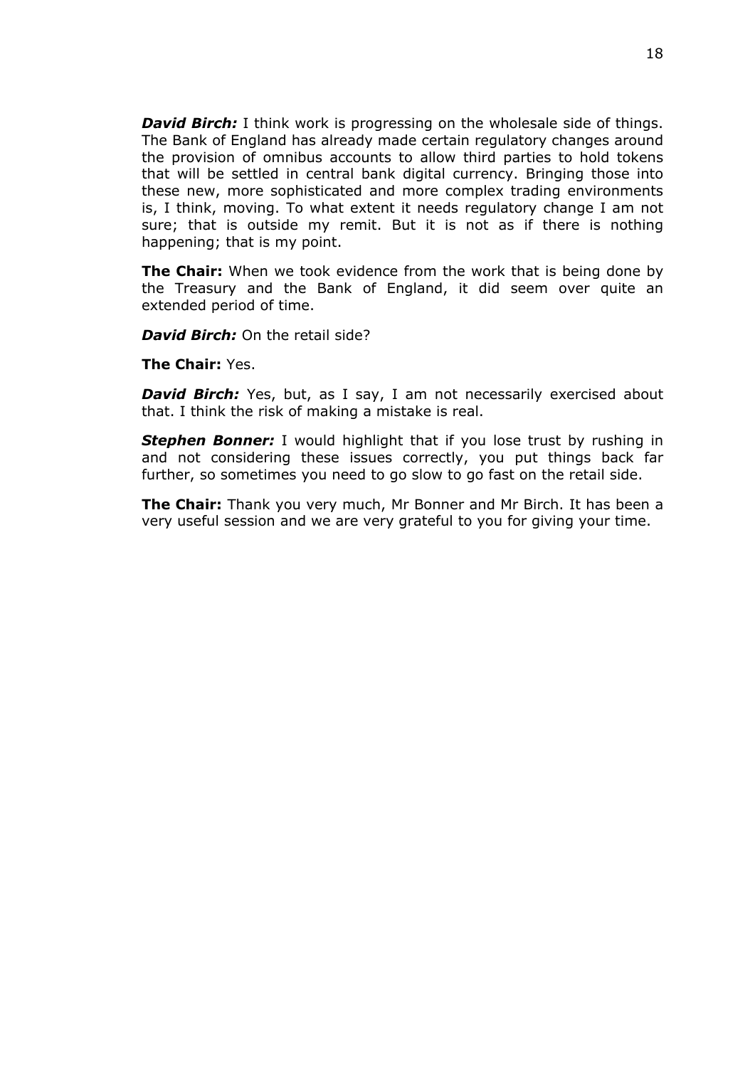***David Birch:*** I think work is progressing on the wholesale side of things. The Bank of England has already made certain regulatory changes around the provision of omnibus accounts to allow third parties to hold tokens that will be settled in central bank digital currency. Bringing those into these new, more sophisticated and more complex trading environments is, I think, moving. To what extent it needs regulatory change I am not sure; that is outside my remit. But it is not as if there is nothing happening; that is my point.

**The Chair:** When we took evidence from the work that is being done by the Treasury and the Bank of England, it did seem over quite an extended period of time.

***David Birch:*** On the retail side?

**The Chair:** Yes.

***David Birch:*** Yes, but, as I say, I am not necessarily exercised about that. I think the risk of making a mistake is real.

***Stephen Bonner:*** I would highlight that if you lose trust by rushing in and not considering these issues correctly, you put things back far further, so sometimes you need to go slow to go fast on the retail side.

**The Chair:** Thank you very much, Mr Bonner and Mr Birch. It has been a very useful session and we are very grateful to you for giving your time.